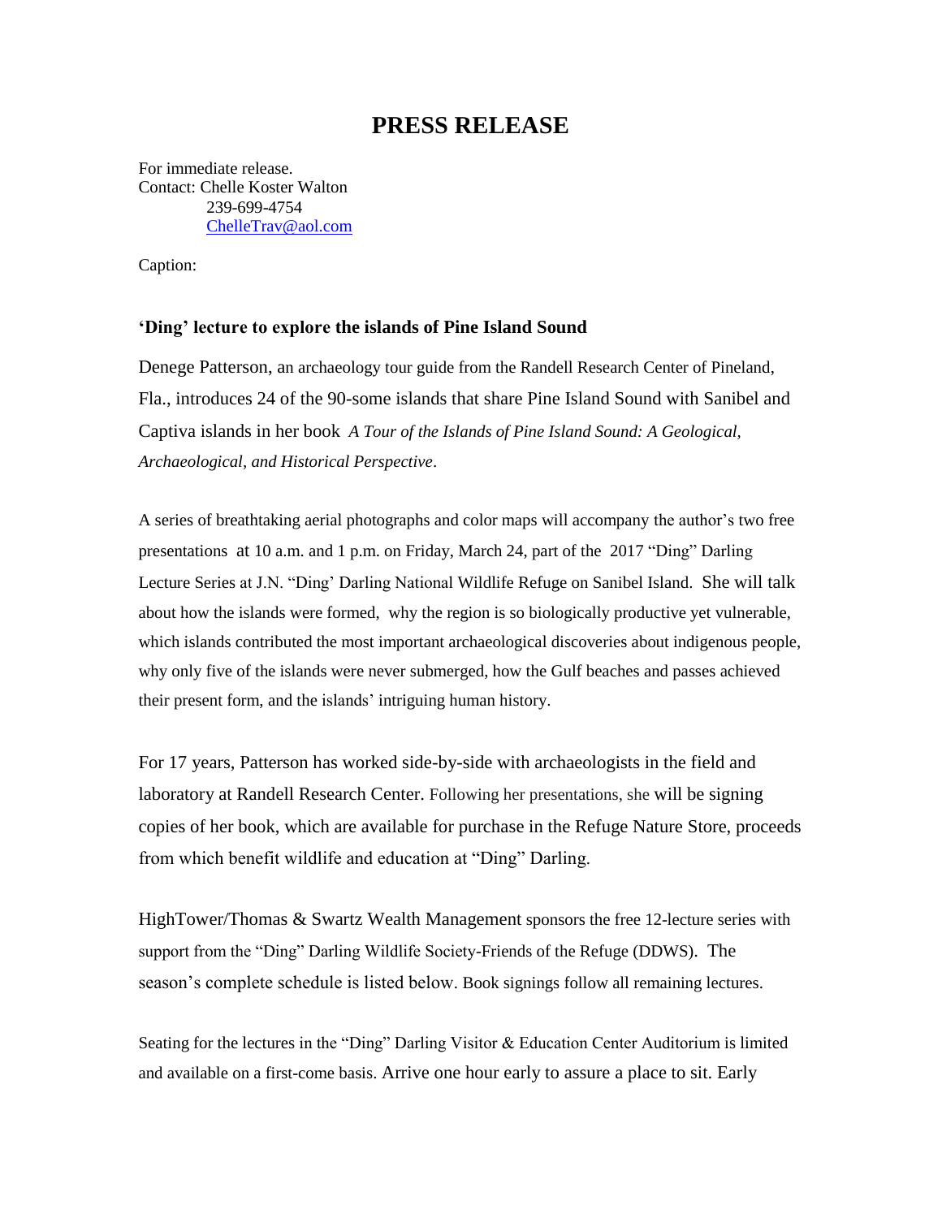# PRESS RELEASE

For immediate release.
Contact: Chelle Koster Walton
239-699-4754
ChelleTrav@aol.com

Caption:

**'Ding' lecture to explore the islands of Pine Island Sound**

Denege Patterson, an archaeology tour guide from the Randell Research Center of Pineland, Fla., introduces 24 of the 90-some islands that share Pine Island Sound with Sanibel and Captiva islands in her book *A Tour of the Islands of Pine Island Sound: A Geological, Archaeological, and Historical Perspective*.

A series of breathtaking aerial photographs and color maps will accompany the author's two free presentations at 10 a.m. and 1 p.m. on Friday, March 24, part of the 2017 "Ding" Darling Lecture Series at J.N. "Ding' Darling National Wildlife Refuge on Sanibel Island. She will talk about how the islands were formed, why the region is so biologically productive yet vulnerable, which islands contributed the most important archaeological discoveries about indigenous people, why only five of the islands were never submerged, how the Gulf beaches and passes achieved their present form, and the islands' intriguing human history.

For 17 years, Patterson has worked side-by-side with archaeologists in the field and laboratory at Randell Research Center. Following her presentations, she will be signing copies of her book, which are available for purchase in the Refuge Nature Store, proceeds from which benefit wildlife and education at "Ding" Darling.

HighTower/Thomas & Swartz Wealth Management sponsors the free 12-lecture series with support from the "Ding" Darling Wildlife Society-Friends of the Refuge (DDWS). The season's complete schedule is listed below. Book signings follow all remaining lectures.

Seating for the lectures in the "Ding" Darling Visitor & Education Center Auditorium is limited and available on a first-come basis. Arrive one hour early to assure a place to sit. Early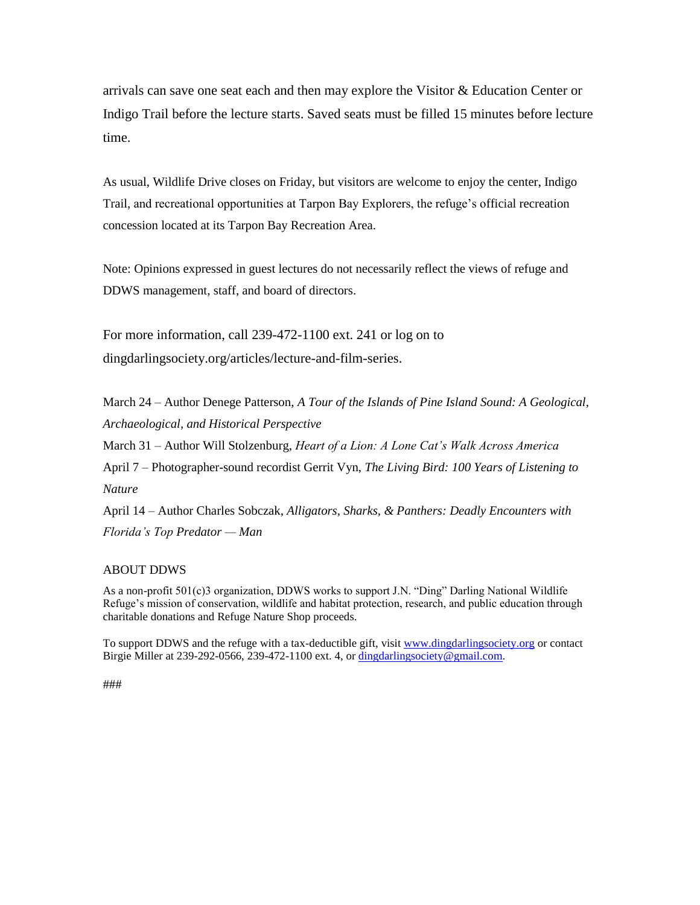arrivals can save one seat each and then may explore the Visitor & Education Center or Indigo Trail before the lecture starts. Saved seats must be filled 15 minutes before lecture time.

As usual, Wildlife Drive closes on Friday, but visitors are welcome to enjoy the center, Indigo Trail, and recreational opportunities at Tarpon Bay Explorers, the refuge's official recreation concession located at its Tarpon Bay Recreation Area.

Note: Opinions expressed in guest lectures do not necessarily reflect the views of refuge and DDWS management, staff, and board of directors.

For more information, call 239-472-1100 ext. 241 or log on to dingdarlingsociety.org/articles/lecture-and-film-series.

March 24 – Author Denege Patterson, *A Tour of the Islands of Pine Island Sound: A Geological, Archaeological, and Historical Perspective*
March 31 – Author Will Stolzenburg, *Heart of a Lion: A Lone Cat's Walk Across America*
April 7 – Photographer-sound recordist Gerrit Vyn, *The Living Bird: 100 Years of Listening to Nature*
April 14 – Author Charles Sobczak, *Alligators, Sharks, & Panthers: Deadly Encounters with Florida's Top Predator — Man*

ABOUT DDWS

As a non-profit 501(c)3 organization, DDWS works to support J.N. "Ding" Darling National Wildlife Refuge's mission of conservation, wildlife and habitat protection, research, and public education through charitable donations and Refuge Nature Shop proceeds.

To support DDWS and the refuge with a tax-deductible gift, visit www.dingdarlingsociety.org or contact Birgie Miller at 239-292-0566, 239-472-1100 ext. 4, or dingdarlingsociety@gmail.com.

###